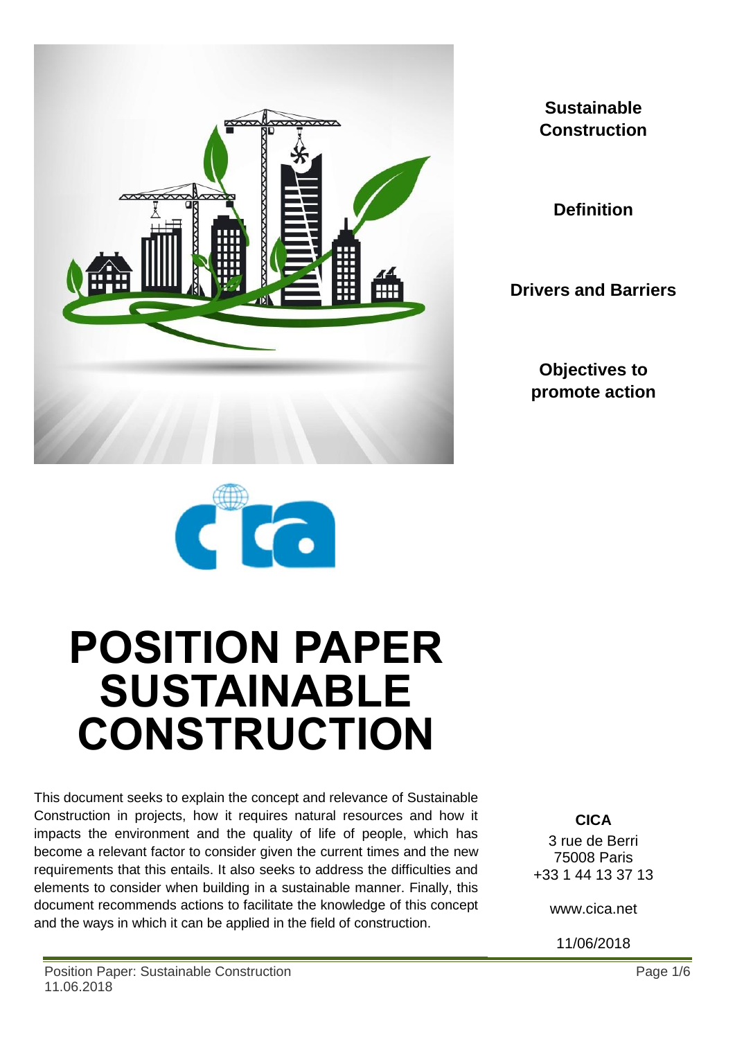**Sustainable Construction**

**Definition**

**Drivers and Barriers**

**Objectives to promote action**

# POSITION PAPER SUSTAINABLE CONSTRUCTION

This document seeks to explain the concept and relevance of Sustainable Construction in projects, how it requires natural resources and how it impacts the environment and the quality of life of people, which has become a relevant factor to consider given the current times and the new requirements that this entails. It also seeks to address the difficulties and elements to consider when building in a sustainable manner. Finally, this document recommends actions to facilitate the knowledge of this concept and the ways in which it can be applied in the field of construction.

**CICA**

3 rue de Berri
75008 Paris
+33 1 44 13 37 13

www.cica.net

11/06/2018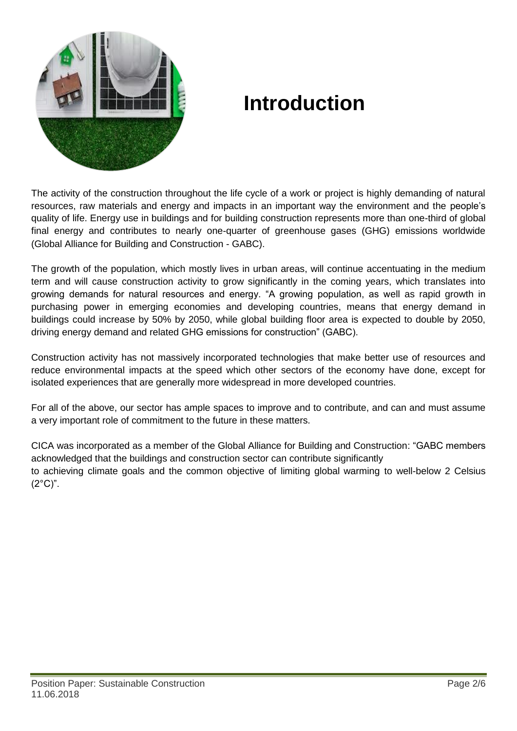# Introduction

The activity of the construction throughout the life cycle of a work or project is highly demanding of natural resources, raw materials and energy and impacts in an important way the environment and the people's quality of life. Energy use in buildings and for building construction represents more than one-third of global final energy and contributes to nearly one-quarter of greenhouse gases (GHG) emissions worldwide (Global Alliance for Building and Construction - GABC).

The growth of the population, which mostly lives in urban areas, will continue accentuating in the medium term and will cause construction activity to grow significantly in the coming years, which translates into growing demands for natural resources and energy. "A growing population, as well as rapid growth in purchasing power in emerging economies and developing countries, means that energy demand in buildings could increase by 50% by 2050, while global building floor area is expected to double by 2050, driving energy demand and related GHG emissions for construction" (GABC).

Construction activity has not massively incorporated technologies that make better use of resources and reduce environmental impacts at the speed which other sectors of the economy have done, except for isolated experiences that are generally more widespread in more developed countries.

For all of the above, our sector has ample spaces to improve and to contribute, and can and must assume a very important role of commitment to the future in these matters.

CICA was incorporated as a member of the Global Alliance for Building and Construction: "GABC members acknowledged that the buildings and construction sector can contribute significantly to achieving climate goals and the common objective of limiting global warming to well-below 2 Celsius (2°C)".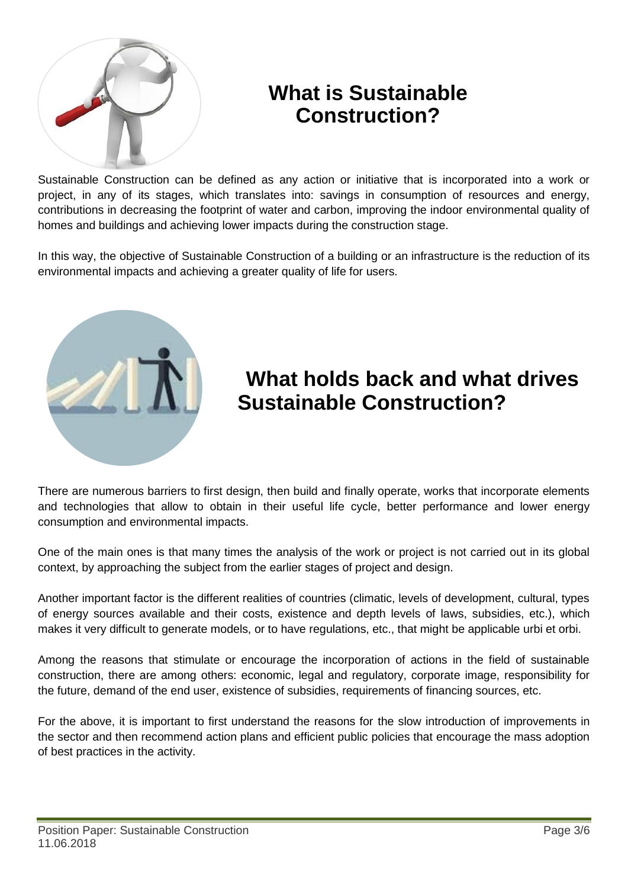# What is Sustainable Construction?

Sustainable Construction can be defined as any action or initiative that is incorporated into a work or project, in any of its stages, which translates into: savings in consumption of resources and energy, contributions in decreasing the footprint of water and carbon, improving the indoor environmental quality of homes and buildings and achieving lower impacts during the construction stage.

In this way, the objective of Sustainable Construction of a building or an infrastructure is the reduction of its environmental impacts and achieving a greater quality of life for users.

# What holds back and what drives Sustainable Construction?

There are numerous barriers to first design, then build and finally operate, works that incorporate elements and technologies that allow to obtain in their useful life cycle, better performance and lower energy consumption and environmental impacts.

One of the main ones is that many times the analysis of the work or project is not carried out in its global context, by approaching the subject from the earlier stages of project and design.

Another important factor is the different realities of countries (climatic, levels of development, cultural, types of energy sources available and their costs, existence and depth levels of laws, subsidies, etc.), which makes it very difficult to generate models, or to have regulations, etc., that might be applicable urbi et orbi.

Among the reasons that stimulate or encourage the incorporation of actions in the field of sustainable construction, there are among others: economic, legal and regulatory, corporate image, responsibility for the future, demand of the end user, existence of subsidies, requirements of financing sources, etc.

For the above, it is important to first understand the reasons for the slow introduction of improvements in the sector and then recommend action plans and efficient public policies that encourage the mass adoption of best practices in the activity.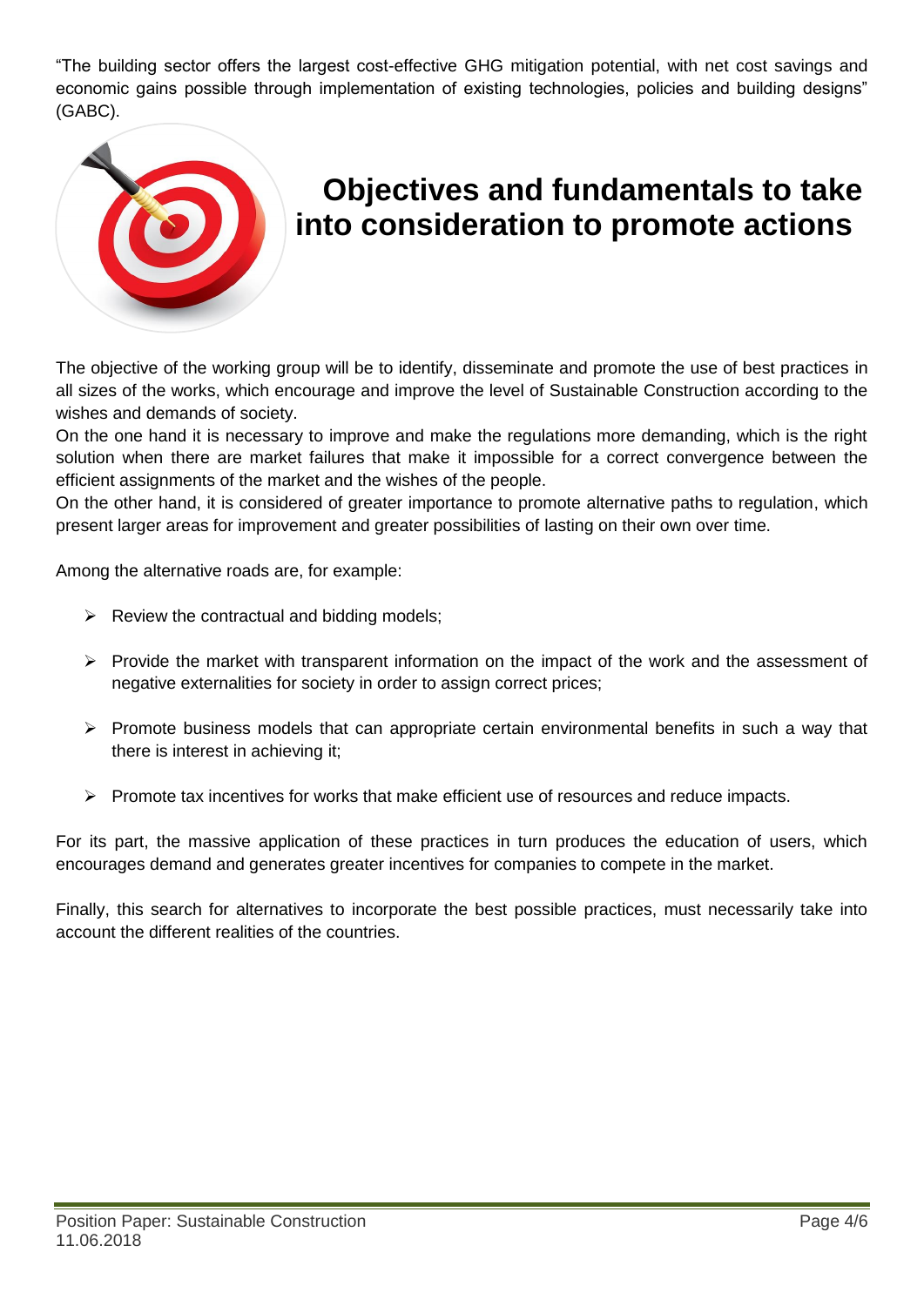"The building sector offers the largest cost-effective GHG mitigation potential, with net cost savings and economic gains possible through implementation of existing technologies, policies and building designs" (GABC).

# Objectives and fundamentals to take into consideration to promote actions

The objective of the working group will be to identify, disseminate and promote the use of best practices in all sizes of the works, which encourage and improve the level of Sustainable Construction according to the wishes and demands of society.

On the one hand it is necessary to improve and make the regulations more demanding, which is the right solution when there are market failures that make it impossible for a correct convergence between the efficient assignments of the market and the wishes of the people.

On the other hand, it is considered of greater importance to promote alternative paths to regulation, which present larger areas for improvement and greater possibilities of lasting on their own over time.

Among the alternative roads are, for example:

- Review the contractual and bidding models;
- Provide the market with transparent information on the impact of the work and the assessment of negative externalities for society in order to assign correct prices;
- Promote business models that can appropriate certain environmental benefits in such a way that there is interest in achieving it;
- Promote tax incentives for works that make efficient use of resources and reduce impacts.

For its part, the massive application of these practices in turn produces the education of users, which encourages demand and generates greater incentives for companies to compete in the market.

Finally, this search for alternatives to incorporate the best possible practices, must necessarily take into account the different realities of the countries.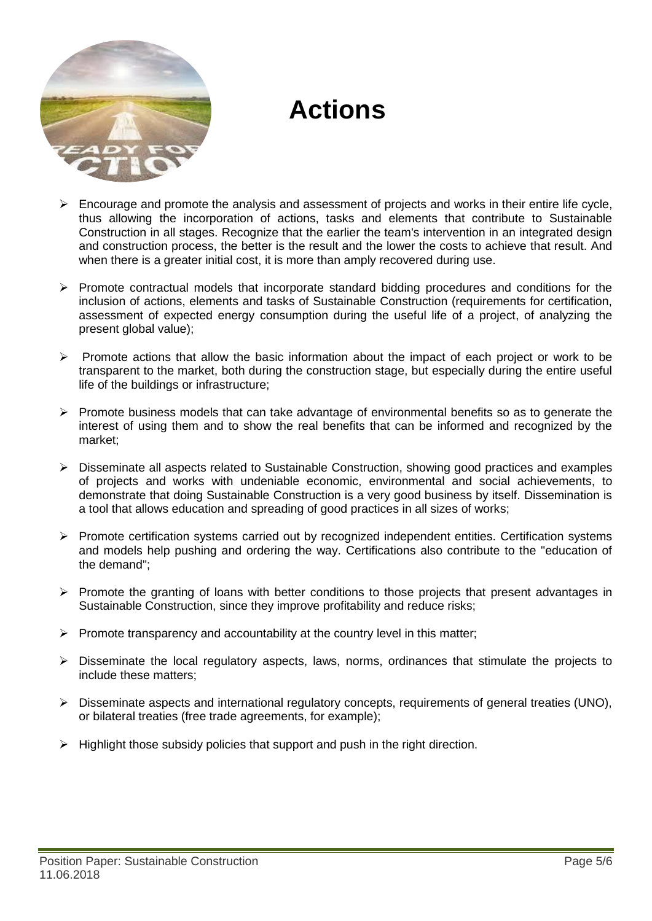# Actions

- Encourage and promote the analysis and assessment of projects and works in their entire life cycle, thus allowing the incorporation of actions, tasks and elements that contribute to Sustainable Construction in all stages. Recognize that the earlier the team's intervention in an integrated design and construction process, the better is the result and the lower the costs to achieve that result. And when there is a greater initial cost, it is more than amply recovered during use.
- Promote contractual models that incorporate standard bidding procedures and conditions for the inclusion of actions, elements and tasks of Sustainable Construction (requirements for certification, assessment of expected energy consumption during the useful life of a project, of analyzing the present global value);
- Promote actions that allow the basic information about the impact of each project or work to be transparent to the market, both during the construction stage, but especially during the entire useful life of the buildings or infrastructure;
- Promote business models that can take advantage of environmental benefits so as to generate the interest of using them and to show the real benefits that can be informed and recognized by the market;
- Disseminate all aspects related to Sustainable Construction, showing good practices and examples of projects and works with undeniable economic, environmental and social achievements, to demonstrate that doing Sustainable Construction is a very good business by itself. Dissemination is a tool that allows education and spreading of good practices in all sizes of works;
- Promote certification systems carried out by recognized independent entities. Certification systems and models help pushing and ordering the way. Certifications also contribute to the "education of the demand";
- Promote the granting of loans with better conditions to those projects that present advantages in Sustainable Construction, since they improve profitability and reduce risks;
- Promote transparency and accountability at the country level in this matter;
- Disseminate the local regulatory aspects, laws, norms, ordinances that stimulate the projects to include these matters;
- Disseminate aspects and international regulatory concepts, requirements of general treaties (UNO), or bilateral treaties (free trade agreements, for example);
- Highlight those subsidy policies that support and push in the right direction.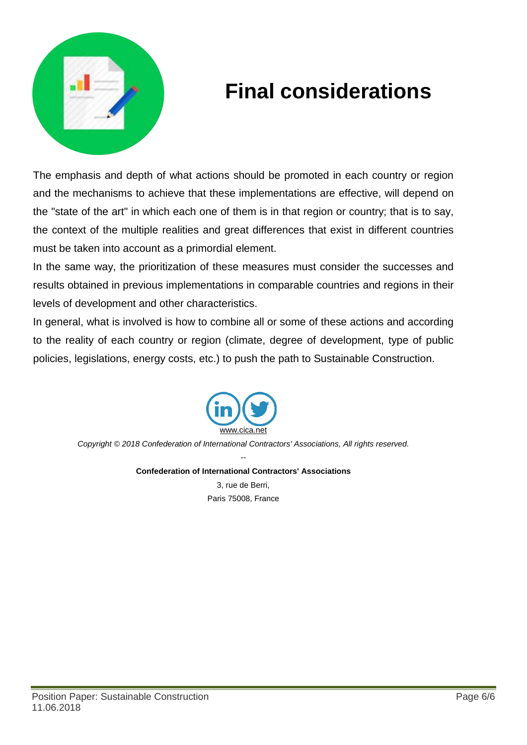# Final considerations

The emphasis and depth of what actions should be promoted in each country or region and the mechanisms to achieve that these implementations are effective, will depend on the "state of the art" in which each one of them is in that region or country; that is to say, the context of the multiple realities and great differences that exist in different countries must be taken into account as a primordial element.

In the same way, the prioritization of these measures must consider the successes and results obtained in previous implementations in comparable countries and regions in their levels of development and other characteristics.

In general, what is involved is how to combine all or some of these actions and according to the reality of each country or region (climate, degree of development, type of public policies, legislations, energy costs, etc.) to push the path to Sustainable Construction.

www.cica.net

*Copyright © 2018 Confederation of International Contractors' Associations, All rights reserved.*

--

**Confederation of International Contractors' Associations**

3, rue de Berri,

Paris 75008, France